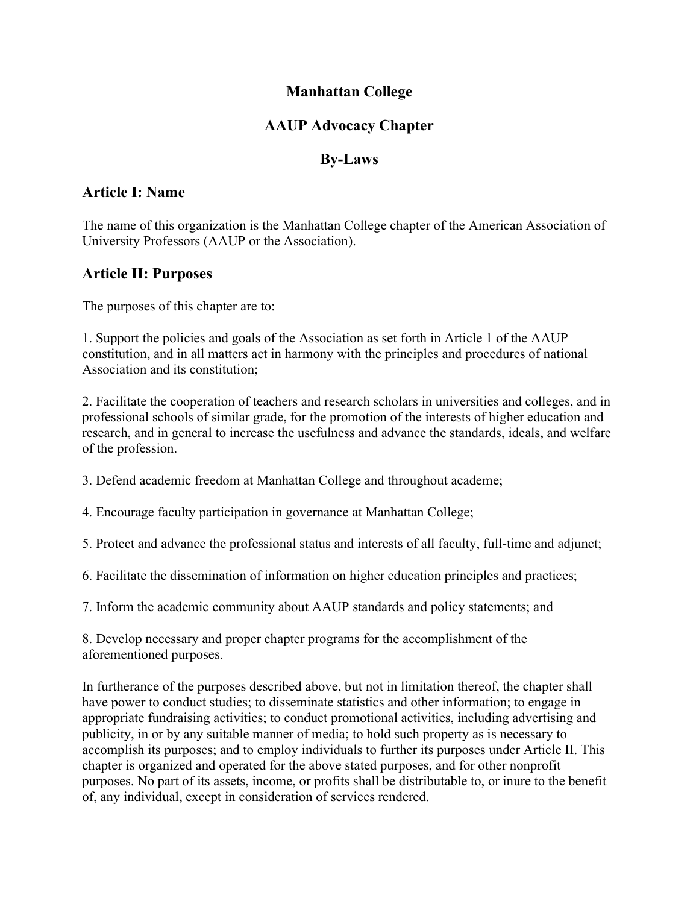# Manhattan College

# AAUP Advocacy Chapter

# By-Laws

## Article I: Name

The name of this organization is the Manhattan College chapter of the American Association of University Professors (AAUP or the Association).

## Article II: Purposes

The purposes of this chapter are to:

1. Support the policies and goals of the Association as set forth in Article 1 of the AAUP constitution, and in all matters act in harmony with the principles and procedures of national Association and its constitution;

2. Facilitate the cooperation of teachers and research scholars in universities and colleges, and in professional schools of similar grade, for the promotion of the interests of higher education and research, and in general to increase the usefulness and advance the standards, ideals, and welfare of the profession.

3. Defend academic freedom at Manhattan College and throughout academe;

4. Encourage faculty participation in governance at Manhattan College;

5. Protect and advance the professional status and interests of all faculty, full-time and adjunct;

6. Facilitate the dissemination of information on higher education principles and practices;

7. Inform the academic community about AAUP standards and policy statements; and

8. Develop necessary and proper chapter programs for the accomplishment of the aforementioned purposes.

In furtherance of the purposes described above, but not in limitation thereof, the chapter shall have power to conduct studies; to disseminate statistics and other information; to engage in appropriate fundraising activities; to conduct promotional activities, including advertising and publicity, in or by any suitable manner of media; to hold such property as is necessary to accomplish its purposes; and to employ individuals to further its purposes under Article II. This chapter is organized and operated for the above stated purposes, and for other nonprofit purposes. No part of its assets, income, or profits shall be distributable to, or inure to the benefit of, any individual, except in consideration of services rendered.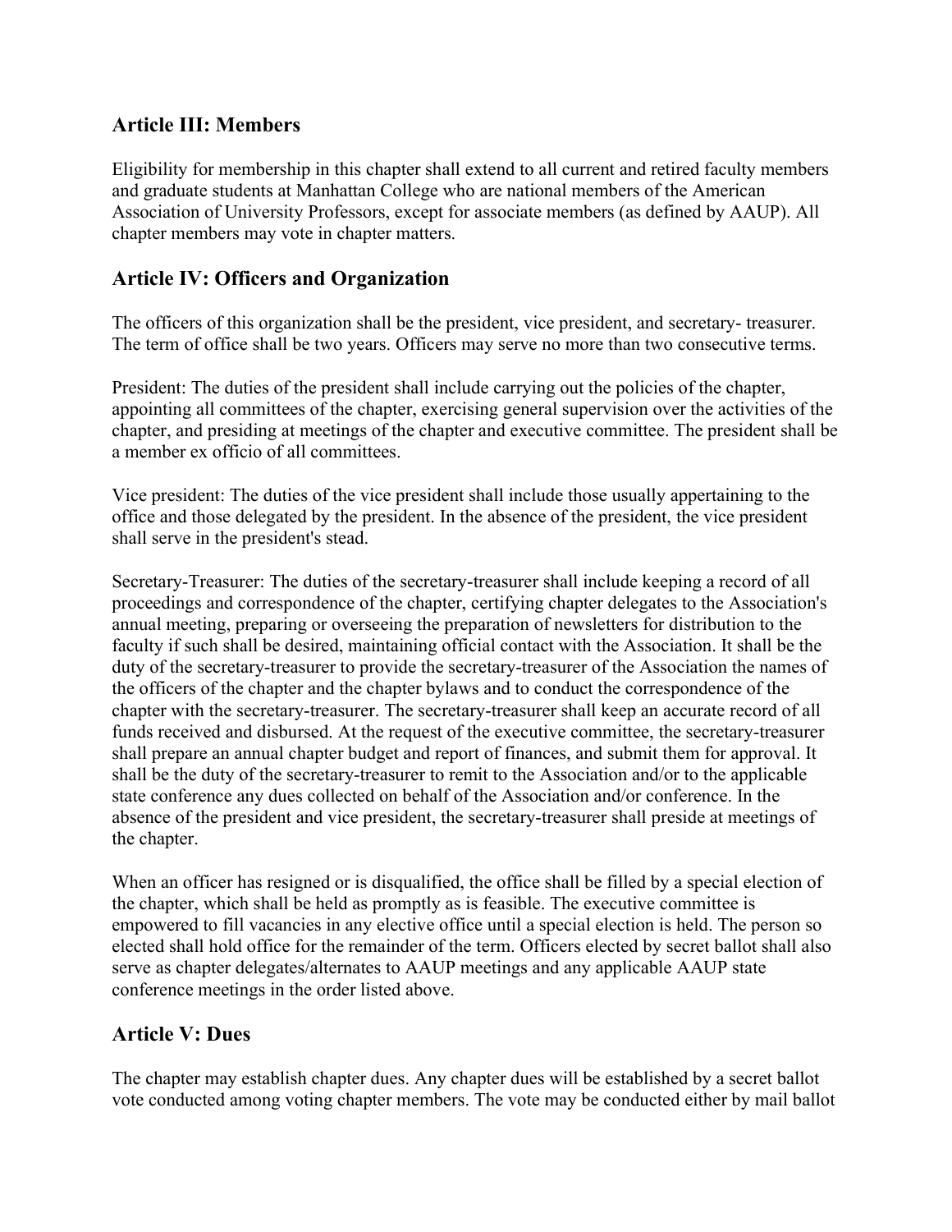## Article III: Members

Eligibility for membership in this chapter shall extend to all current and retired faculty members and graduate students at Manhattan College who are national members of the American Association of University Professors, except for associate members (as defined by AAUP). All chapter members may vote in chapter matters.

## Article IV: Officers and Organization

The officers of this organization shall be the president, vice president, and secretary- treasurer. The term of office shall be two years. Officers may serve no more than two consecutive terms.

President: The duties of the president shall include carrying out the policies of the chapter, appointing all committees of the chapter, exercising general supervision over the activities of the chapter, and presiding at meetings of the chapter and executive committee. The president shall be a member ex officio of all committees.

Vice president: The duties of the vice president shall include those usually appertaining to the office and those delegated by the president. In the absence of the president, the vice president shall serve in the president's stead.

Secretary-Treasurer: The duties of the secretary-treasurer shall include keeping a record of all proceedings and correspondence of the chapter, certifying chapter delegates to the Association's annual meeting, preparing or overseeing the preparation of newsletters for distribution to the faculty if such shall be desired, maintaining official contact with the Association. It shall be the duty of the secretary-treasurer to provide the secretary-treasurer of the Association the names of the officers of the chapter and the chapter bylaws and to conduct the correspondence of the chapter with the secretary-treasurer. The secretary-treasurer shall keep an accurate record of all funds received and disbursed. At the request of the executive committee, the secretary-treasurer shall prepare an annual chapter budget and report of finances, and submit them for approval. It shall be the duty of the secretary-treasurer to remit to the Association and/or to the applicable state conference any dues collected on behalf of the Association and/or conference. In the absence of the president and vice president, the secretary-treasurer shall preside at meetings of the chapter.

When an officer has resigned or is disqualified, the office shall be filled by a special election of the chapter, which shall be held as promptly as is feasible. The executive committee is empowered to fill vacancies in any elective office until a special election is held. The person so elected shall hold office for the remainder of the term. Officers elected by secret ballot shall also serve as chapter delegates/alternates to AAUP meetings and any applicable AAUP state conference meetings in the order listed above.

## Article V: Dues

The chapter may establish chapter dues. Any chapter dues will be established by a secret ballot vote conducted among voting chapter members. The vote may be conducted either by mail ballot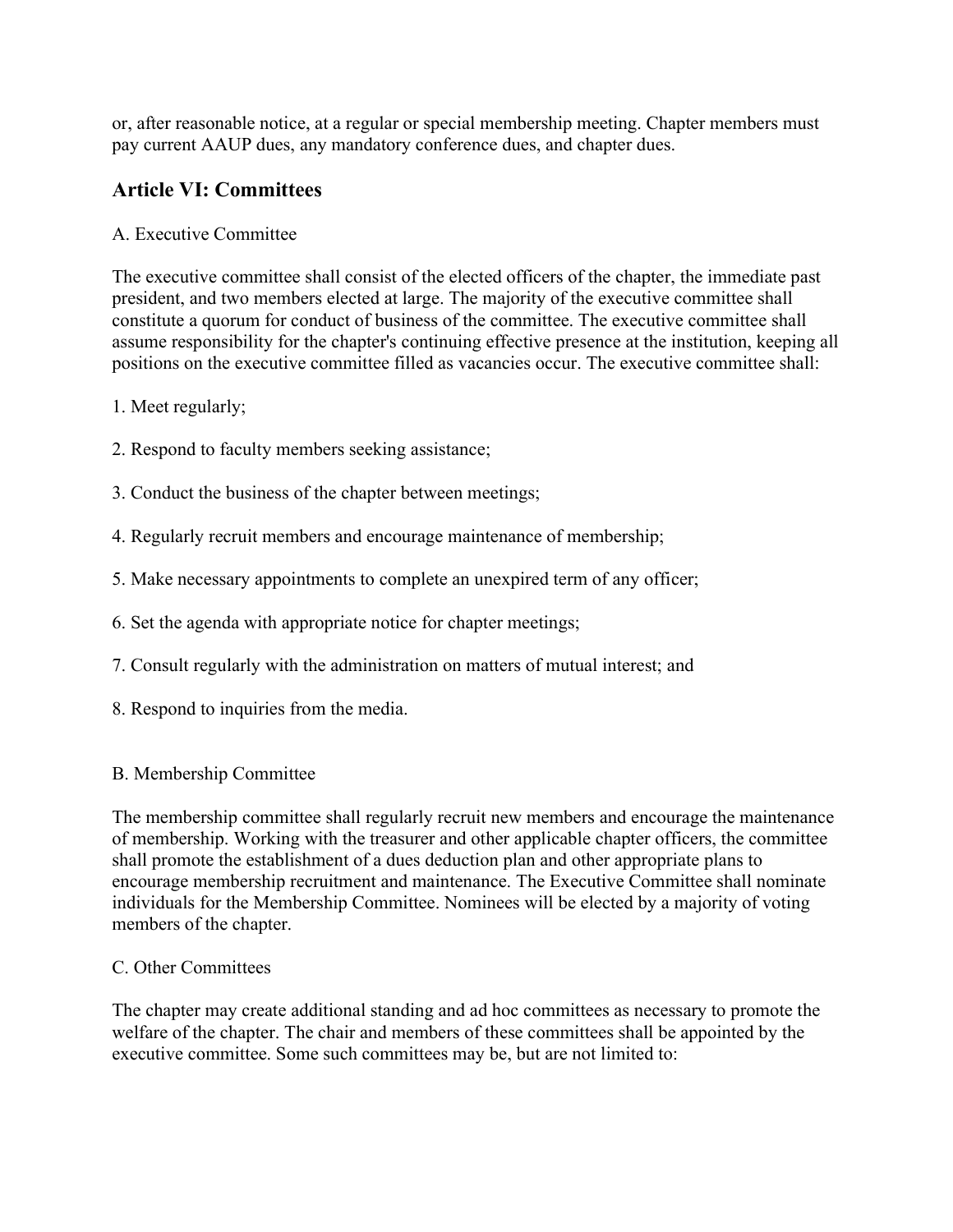or, after reasonable notice, at a regular or special membership meeting. Chapter members must pay current AAUP dues, any mandatory conference dues, and chapter dues.

## Article VI: Committees

A. Executive Committee

The executive committee shall consist of the elected officers of the chapter, the immediate past president, and two members elected at large. The majority of the executive committee shall constitute a quorum for conduct of business of the committee. The executive committee shall assume responsibility for the chapter's continuing effective presence at the institution, keeping all positions on the executive committee filled as vacancies occur. The executive committee shall:

1. Meet regularly;

2. Respond to faculty members seeking assistance;

3. Conduct the business of the chapter between meetings;

4. Regularly recruit members and encourage maintenance of membership;

5. Make necessary appointments to complete an unexpired term of any officer;

6. Set the agenda with appropriate notice for chapter meetings;

7. Consult regularly with the administration on matters of mutual interest; and

8. Respond to inquiries from the media.

B. Membership Committee

The membership committee shall regularly recruit new members and encourage the maintenance of membership. Working with the treasurer and other applicable chapter officers, the committee shall promote the establishment of a dues deduction plan and other appropriate plans to encourage membership recruitment and maintenance. The Executive Committee shall nominate individuals for the Membership Committee. Nominees will be elected by a majority of voting members of the chapter.

C. Other Committees

The chapter may create additional standing and ad hoc committees as necessary to promote the welfare of the chapter. The chair and members of these committees shall be appointed by the executive committee. Some such committees may be, but are not limited to: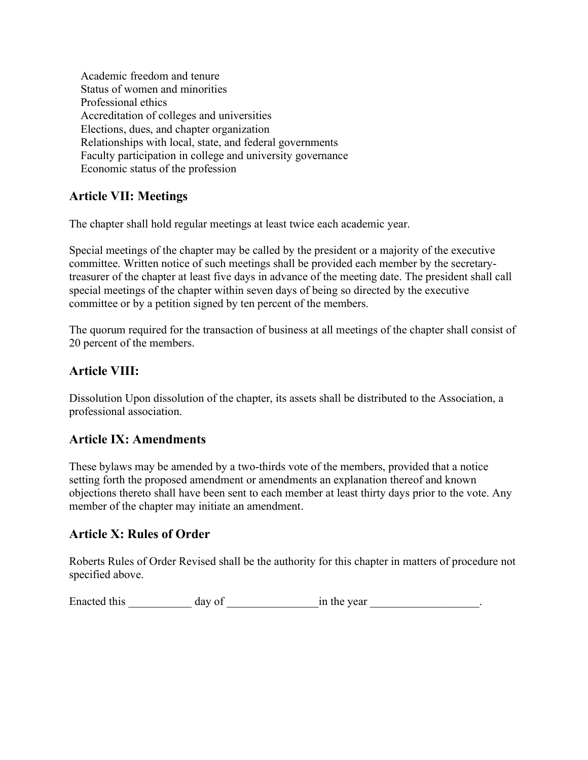Academic freedom and tenure
Status of women and minorities
Professional ethics
Accreditation of colleges and universities
Elections, dues, and chapter organization
Relationships with local, state, and federal governments
Faculty participation in college and university governance
Economic status of the profession

## Article VII: Meetings

The chapter shall hold regular meetings at least twice each academic year.

Special meetings of the chapter may be called by the president or a majority of the executive committee. Written notice of such meetings shall be provided each member by the secretary-treasurer of the chapter at least five days in advance of the meeting date. The president shall call special meetings of the chapter within seven days of being so directed by the executive committee or by a petition signed by ten percent of the members.

The quorum required for the transaction of business at all meetings of the chapter shall consist of 20 percent of the members.

## Article VIII:

Dissolution Upon dissolution of the chapter, its assets shall be distributed to the Association, a professional association.

## Article IX: Amendments

These bylaws may be amended by a two-thirds vote of the members, provided that a notice setting forth the proposed amendment or amendments an explanation thereof and known objections thereto shall have been sent to each member at least thirty days prior to the vote. Any member of the chapter may initiate an amendment.

## Article X: Rules of Order

Roberts Rules of Order Revised shall be the authority for this chapter in matters of procedure not specified above.

Enacted this ___________ day of ________________in the year ___________________.